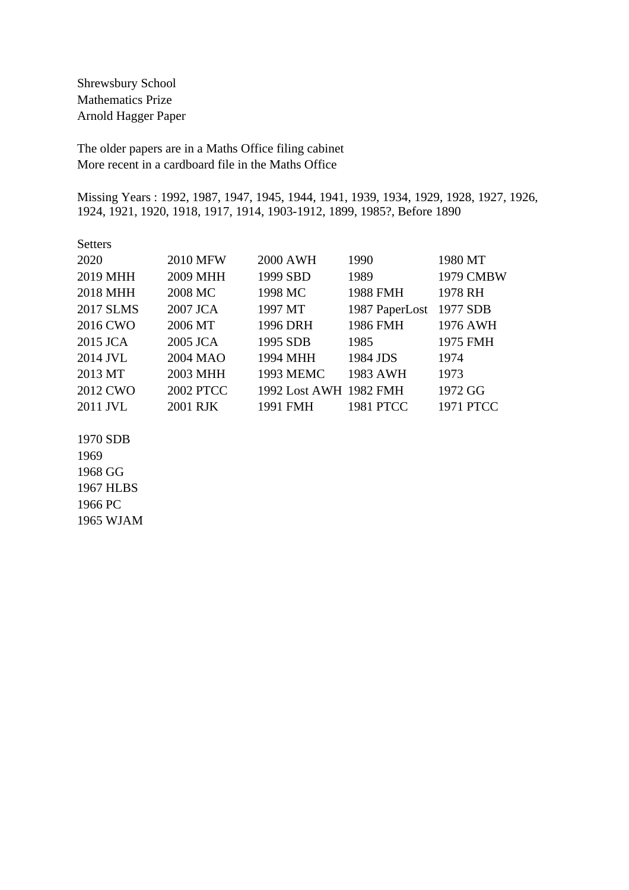Shrewsbury School
Mathematics Prize
Arnold Hagger Paper

The older papers are in a Maths Office filing cabinet
More recent in a cardboard file in the Maths Office

Missing Years : 1992, 1987, 1947, 1945, 1944, 1941, 1939, 1934, 1929, 1928, 1927, 1926, 1924, 1921, 1920, 1918, 1917, 1914, 1903-1912, 1899, 1985?, Before 1890

Setters

| | | | | |
|---|---|---|---|---|
| 2020 | 2010 MFW | 2000 AWH | 1990 | 1980 MT |
| 2019 MHH | 2009 MHH | 1999 SBD | 1989 | 1979 CMBW |
| 2018 MHH | 2008 MC | 1998 MC | 1988 FMH | 1978 RH |
| 2017 SLMS | 2007 JCA | 1997 MT | 1987 PaperLost | 1977 SDB |
| 2016 CWO | 2006 MT | 1996 DRH | 1986 FMH | 1976 AWH |
| 2015 JCA | 2005 JCA | 1995 SDB | 1985 | 1975 FMH |
| 2014 JVL | 2004 MAO | 1994 MHH | 1984 JDS | 1974 |
| 2013 MT | 2003 MHH | 1993 MEMC | 1983 AWH | 1973 |
| 2012 CWO | 2002 PTCC | 1992 Lost AWH | 1982 FMH | 1972 GG |
| 2011 JVL | 2001 RJK | 1991 FMH | 1981 PTCC | 1971 PTCC |

1970 SDB
1969
1968 GG
1967 HLBS
1966 PC
1965 WJAM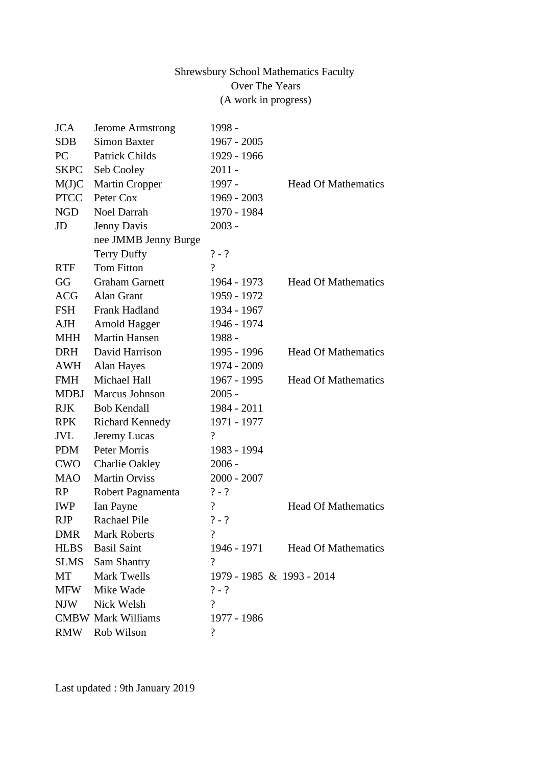Shrewsbury School Mathematics Faculty
Over The Years
(A work in progress)

| | | | |
|---|---|---|---|
| JCA | Jerome Armstrong | 1998 - | |
| SDB | Simon Baxter | 1967 - 2005 | |
| PC | Patrick Childs | 1929 - 1966 | |
| SKPC | Seb Cooley | 2011 - | |
| M(J)C | Martin Cropper | 1997 - | Head Of Mathematics |
| PTCC | Peter Cox | 1969 - 2003 | |
| NGD | Noel Darrah | 1970 - 1984 | |
| JD | Jenny Davis | 2003 - | |
| | nee JMMB Jenny Burge | | |
| | Terry Duffy | ? - ? | |
| RTF | Tom Fitton | ? | |
| GG | Graham Garnett | 1964 - 1973 | Head Of Mathematics |
| ACG | Alan Grant | 1959 - 1972 | |
| FSH | Frank Hadland | 1934 - 1967 | |
| AJH | Arnold Hagger | 1946 - 1974 | |
| MHH | Martin Hansen | 1988 - | |
| DRH | David Harrison | 1995 - 1996 | Head Of Mathematics |
| AWH | Alan Hayes | 1974 - 2009 | |
| FMH | Michael Hall | 1967 - 1995 | Head Of Mathematics |
| MDBJ | Marcus Johnson | 2005 - | |
| RJK | Bob Kendall | 1984 - 2011 | |
| RPK | Richard Kennedy | 1971 - 1977 | |
| JVL | Jeremy Lucas | ? | |
| PDM | Peter Morris | 1983 - 1994 | |
| CWO | Charlie Oakley | 2006 - | |
| MAO | Martin Orviss | 2000 - 2007 | |
| RP | Robert Pagnamenta | ? - ? | |
| IWP | Ian Payne | ? | Head Of Mathematics |
| RJP | Rachael Pile | ? - ? | |
| DMR | Mark Roberts | ? | |
| HLBS | Basil Saint | 1946 - 1971 | Head Of Mathematics |
| SLMS | Sam Shantry | ? | |
| MT | Mark Twells | 1979 - 1985 & 1993 - 2014 | |
| MFW | Mike Wade | ? - ? | |
| NJW | Nick Welsh | ? | |
| CMBW | Mark Williams | 1977 - 1986 | |
| RMW | Rob Wilson | ? | |

Last updated : 9th January 2019